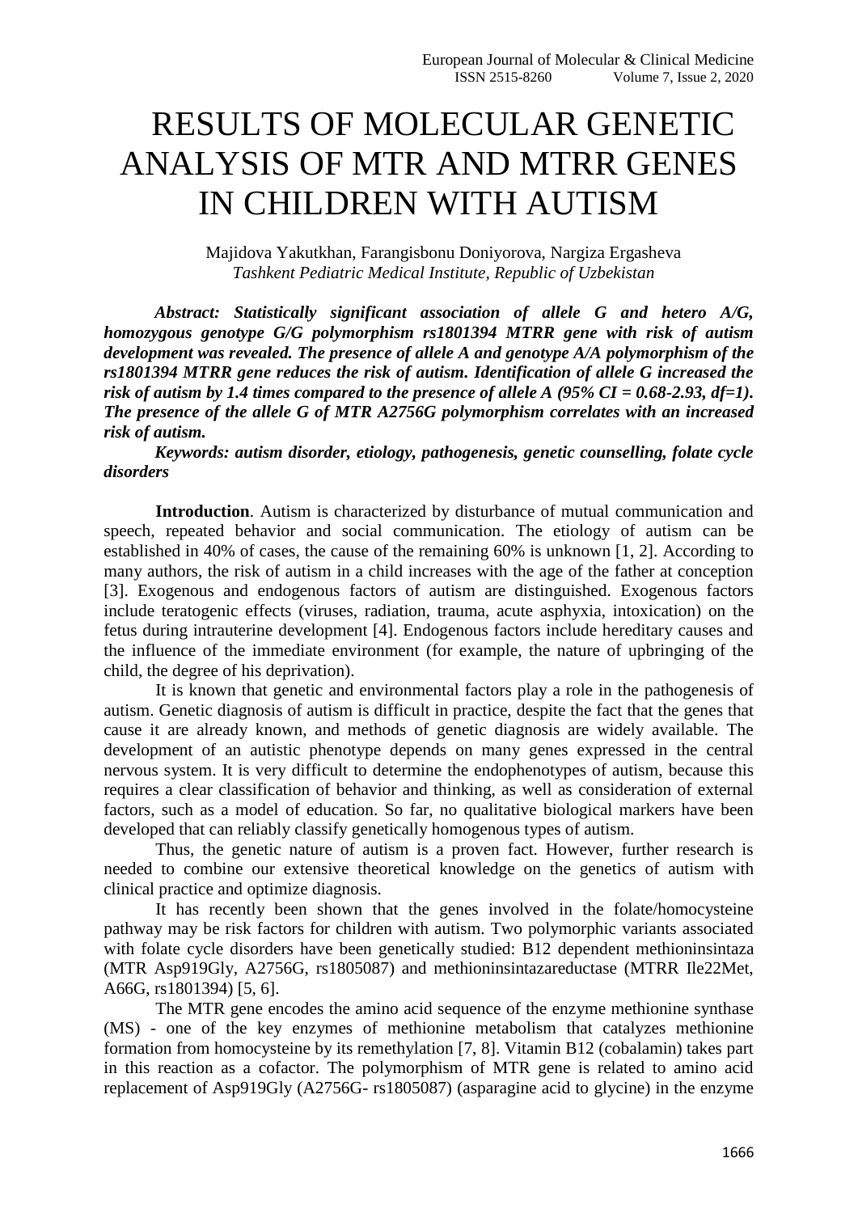# RESULTS OF MOLECULAR GENETIC ANALYSIS OF MTR AND MTRR GENES IN CHILDREN WITH AUTISM

Majidova Yakutkhan, Farangisbonu Doniyorova, Nargiza Ergasheva
*Tashkent Pediatric Medical Institute, Republic of Uzbekistan*

***Abstract: Statistically significant association of allele G and hetero A/G, homozygous genotype G/G polymorphism rs1801394 MTRR gene with risk of autism development was revealed. The presence of allele A and genotype A/A polymorphism of the rs1801394 MTRR gene reduces the risk of autism. Identification of allele G increased the risk of autism by 1.4 times compared to the presence of allele A (95% CI = 0.68-2.93, df=1). The presence of the allele G of MTR A2756G polymorphism correlates with an increased risk of autism.***

***Keywords: autism disorder, etiology, pathogenesis, genetic counselling, folate cycle disorders***

**Introduction**. Autism is characterized by disturbance of mutual communication and speech, repeated behavior and social communication. The etiology of autism can be established in 40% of cases, the cause of the remaining 60% is unknown [1, 2]. According to many authors, the risk of autism in a child increases with the age of the father at conception [3]. Exogenous and endogenous factors of autism are distinguished. Exogenous factors include teratogenic effects (viruses, radiation, trauma, acute asphyxia, intoxication) on the fetus during intrauterine development [4]. Endogenous factors include hereditary causes and the influence of the immediate environment (for example, the nature of upbringing of the child, the degree of his deprivation).

It is known that genetic and environmental factors play a role in the pathogenesis of autism. Genetic diagnosis of autism is difficult in practice, despite the fact that the genes that cause it are already known, and methods of genetic diagnosis are widely available. The development of an autistic phenotype depends on many genes expressed in the central nervous system. It is very difficult to determine the endophenotypes of autism, because this requires a clear classification of behavior and thinking, as well as consideration of external factors, such as a model of education. So far, no qualitative biological markers have been developed that can reliably classify genetically homogenous types of autism.

Thus, the genetic nature of autism is a proven fact. However, further research is needed to combine our extensive theoretical knowledge on the genetics of autism with clinical practice and optimize diagnosis.

It has recently been shown that the genes involved in the folate/homocysteine pathway may be risk factors for children with autism. Two polymorphic variants associated with folate cycle disorders have been genetically studied: B12 dependent methioninsintaza (MTR Asp919Gly, A2756G, rs1805087) and methioninsintazareductase (MTRR Ile22Met, A66G, rs1801394) [5, 6].

The MTR gene encodes the amino acid sequence of the enzyme methionine synthase (MS) - one of the key enzymes of methionine metabolism that catalyzes methionine formation from homocysteine by its remethylation [7, 8]. Vitamin B12 (cobalamin) takes part in this reaction as a cofactor. The polymorphism of MTR gene is related to amino acid replacement of Asp919Gly (A2756G- rs1805087) (asparagine acid to glycine) in the enzyme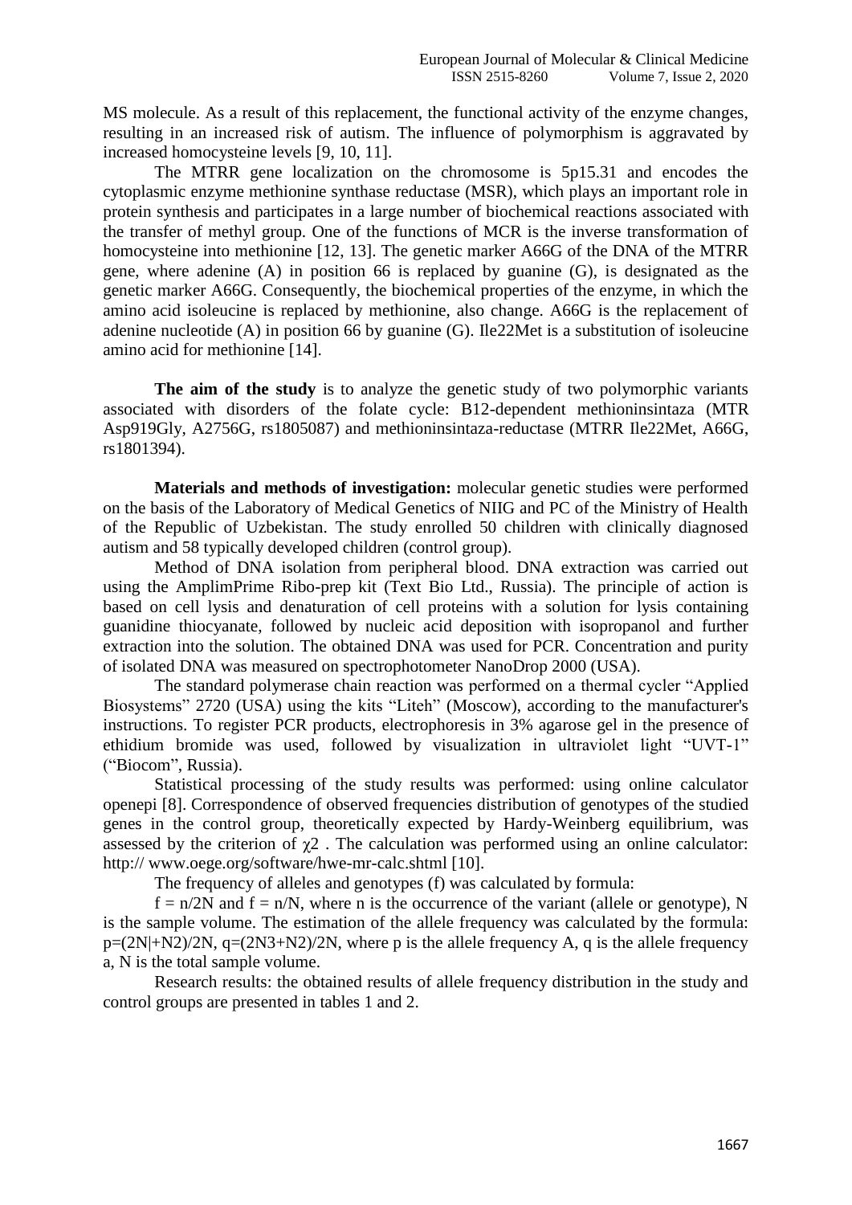MS molecule. As a result of this replacement, the functional activity of the enzyme changes, resulting in an increased risk of autism. The influence of polymorphism is aggravated by increased homocysteine levels [9, 10, 11].

The MTRR gene localization on the chromosome is 5p15.31 and encodes the cytoplasmic enzyme methionine synthase reductase (MSR), which plays an important role in protein synthesis and participates in a large number of biochemical reactions associated with the transfer of methyl group. One of the functions of MCR is the inverse transformation of homocysteine into methionine [12, 13]. The genetic marker A66G of the DNA of the MTRR gene, where adenine (A) in position 66 is replaced by guanine (G), is designated as the genetic marker A66G. Consequently, the biochemical properties of the enzyme, in which the amino acid isoleucine is replaced by methionine, also change. A66G is the replacement of adenine nucleotide (A) in position 66 by guanine (G). Ile22Met is a substitution of isoleucine amino acid for methionine [14].

**The aim of the study** is to analyze the genetic study of two polymorphic variants associated with disorders of the folate cycle: B12-dependent methioninsintaza (MTR Asp919Gly, A2756G, rs1805087) and methioninsintaza-reductase (MTRR Ile22Met, A66G, rs1801394).

**Materials and methods of investigation:** molecular genetic studies were performed on the basis of the Laboratory of Medical Genetics of NIIG and PC of the Ministry of Health of the Republic of Uzbekistan. The study enrolled 50 children with clinically diagnosed autism and 58 typically developed children (control group).

Method of DNA isolation from peripheral blood. DNA extraction was carried out using the AmplimPrime Ribo-prep kit (Text Bio Ltd., Russia). The principle of action is based on cell lysis and denaturation of cell proteins with a solution for lysis containing guanidine thiocyanate, followed by nucleic acid deposition with isopropanol and further extraction into the solution. The obtained DNA was used for PCR. Concentration and purity of isolated DNA was measured on spectrophotometer NanoDrop 2000 (USA).

The standard polymerase chain reaction was performed on a thermal cycler "Applied Biosystems" 2720 (USA) using the kits "Liteh" (Moscow), according to the manufacturer's instructions. To register PCR products, electrophoresis in 3% agarose gel in the presence of ethidium bromide was used, followed by visualization in ultraviolet light "UVT-1" ("Biocom", Russia).

Statistical processing of the study results was performed: using online calculator openepi [8]. Correspondence of observed frequencies distribution of genotypes of the studied genes in the control group, theoretically expected by Hardy-Weinberg equilibrium, was assessed by the criterion of $\chi 2$ . The calculation was performed using an online calculator: http:// www.oege.org/software/hwe-mr-calc.shtml [10].

The frequency of alleles and genotypes (f) was calculated by formula:

$f = n/2N$ and $f = n/N$, where n is the occurrence of the variant (allele or genotype), N is the sample volume. The estimation of the allele frequency was calculated by the formula: $p=(2N|+N2)/2N$, $q=(2N3+N2)/2N$, where p is the allele frequency A, q is the allele frequency a, N is the total sample volume.

Research results: the obtained results of allele frequency distribution in the study and control groups are presented in tables 1 and 2.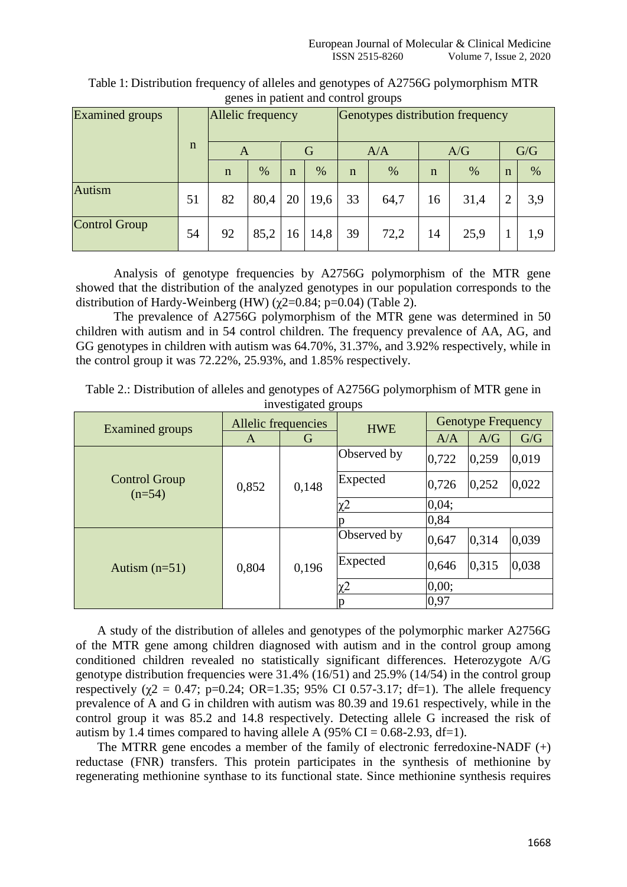Table 1: Distribution frequency of alleles and genotypes of A2756G polymorphism MTR genes in patient and control groups

| Examined groups | n | Allelic frequency | | | | Genotypes distribution frequency | | | | | |
|---|---|---|---|---|---|---|---|---|---|---|---|
| | | A | | G | | A/A | | A/G | | G/G | |
| | | n | % | n | % | n | % | n | % | n | % |
| Autism | 51 | 82 | 80,4 | 20 | 19,6 | 33 | 64,7 | 16 | 31,4 | 2 | 3,9 |
| Control Group | 54 | 92 | 85,2 | 16 | 14,8 | 39 | 72,2 | 14 | 25,9 | 1 | 1,9 |

Analysis of genotype frequencies by A2756G polymorphism of the MTR gene showed that the distribution of the analyzed genotypes in our population corresponds to the distribution of Hardy-Weinberg (HW) ($\chi2$=0.84; p=0.04) (Table 2).

The prevalence of A2756G polymorphism of the MTR gene was determined in 50 children with autism and in 54 control children. The frequency prevalence of AA, AG, and GG genotypes in children with autism was 64.70%, 31.37%, and 3.92% respectively, while in the control group it was 72.22%, 25.93%, and 1.85% respectively.

Table 2.: Distribution of alleles and genotypes of A2756G polymorphism of MTR gene in investigated groups

| Examined groups | Allelic frequencies | | HWE | Genotype Frequency | | |
|---|---|---|---|---|---|---|
| | A | G | | A/A | A/G | G/G |
| Control Group (n=54) | 0,852 | 0,148 | Observed by | 0,722 | 0,259 | 0,019 |
| | | | Expected | 0,726 | 0,252 | 0,022 |
| | | | $\chi2$ | 0,04; | | |
| | | | p | 0,84 | | |
| Autism (n=51) | 0,804 | 0,196 | Observed by | 0,647 | 0,314 | 0,039 |
| | | | Expected | 0,646 | 0,315 | 0,038 |
| | | | $\chi2$ | 0,00; | | |
| | | | p | 0,97 | | |

A study of the distribution of alleles and genotypes of the polymorphic marker A2756G of the MTR gene among children diagnosed with autism and in the control group among conditioned children revealed no statistically significant differences. Heterozygote A/G genotype distribution frequencies were 31.4% (16/51) and 25.9% (14/54) in the control group respectively ($\chi2$ = 0.47; p=0.24; OR=1.35; 95% CI 0.57-3.17; df=1). The allele frequency prevalence of A and G in children with autism was 80.39 and 19.61 respectively, while in the control group it was 85.2 and 14.8 respectively. Detecting allele G increased the risk of autism by 1.4 times compared to having allele A (95% CI = 0.68-2.93, df=1).

The MTRR gene encodes a member of the family of electronic ferredoxine-NADF (+) reductase (FNR) transfers. This protein participates in the synthesis of methionine by regenerating methionine synthase to its functional state. Since methionine synthesis requires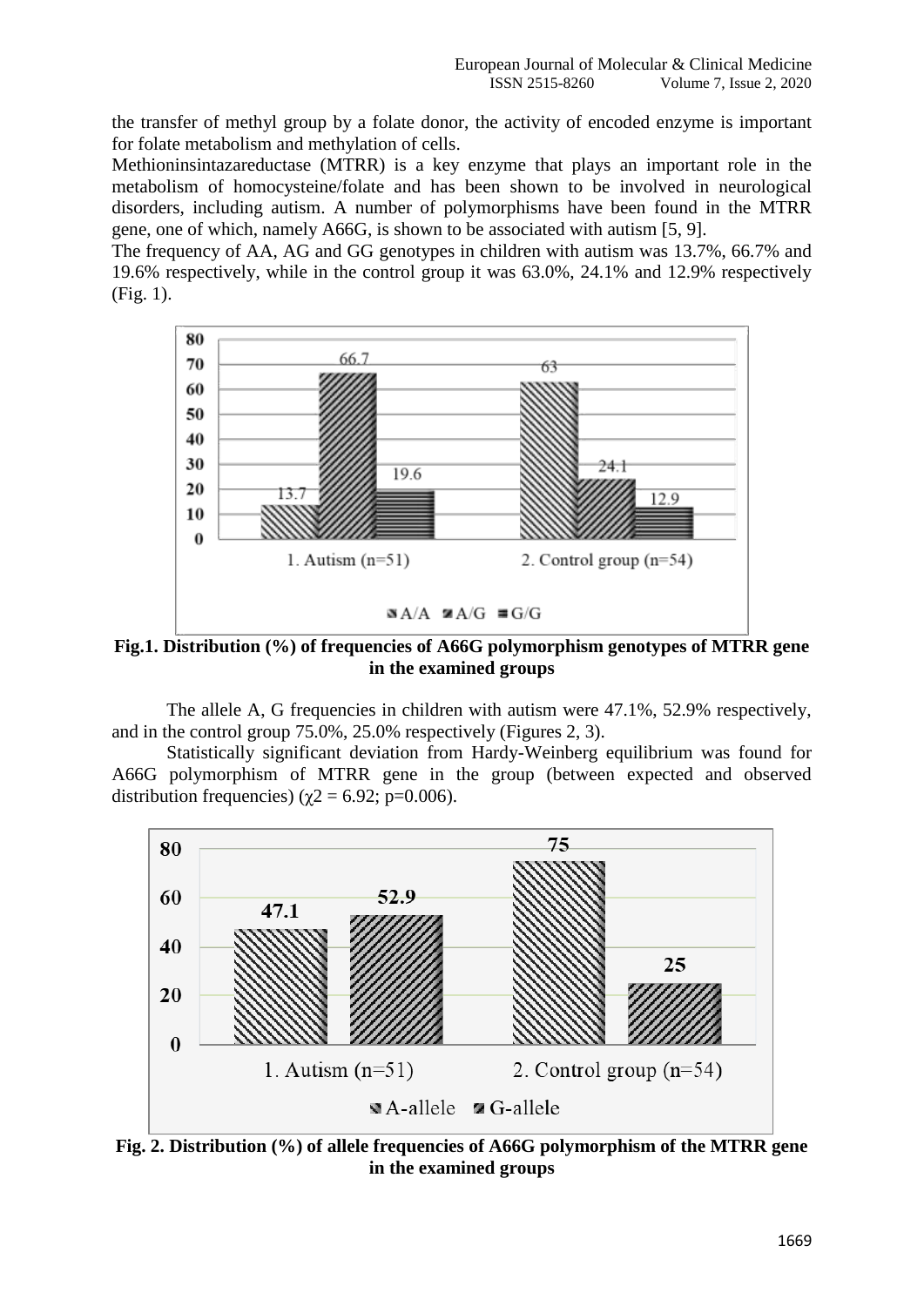the transfer of methyl group by a folate donor, the activity of encoded enzyme is important for folate metabolism and methylation of cells.

Methioninsintazareductase (MTRR) is a key enzyme that plays an important role in the metabolism of homocysteine/folate and has been shown to be involved in neurological disorders, including autism. A number of polymorphisms have been found in the MTRR gene, one of which, namely A66G, is shown to be associated with autism [5, 9].

The frequency of AA, AG and GG genotypes in children with autism was 13.7%, 66.7% and 19.6% respectively, while in the control group it was 63.0%, 24.1% and 12.9% respectively (Fig. 1).

80
70
60
50
40
30
20
10
0

13.7
66.7
19.6
63
24.1
12.9

1. Autism (n=51)
2. Control group (n=54)

A/A A/G G/G

**Fig.1. Distribution (%) of frequencies of A66G polymorphism genotypes of MTRR gene in the examined groups**

The allele A, G frequencies in children with autism were 47.1%, 52.9% respectively, and in the control group 75.0%, 25.0% respectively (Figures 2, 3).

Statistically significant deviation from Hardy-Weinberg equilibrium was found for A66G polymorphism of MTRR gene in the group (between expected and observed distribution frequencies) ($\chi 2 = 6.92$; $p=0.006$).

80
60
40
20
0

47.1
52.9
75
25

1. Autism (n=51)
2. Control group (n=54)

A-allele G-allele

**Fig. 2. Distribution (%) of allele frequencies of A66G polymorphism of the MTRR gene in the examined groups**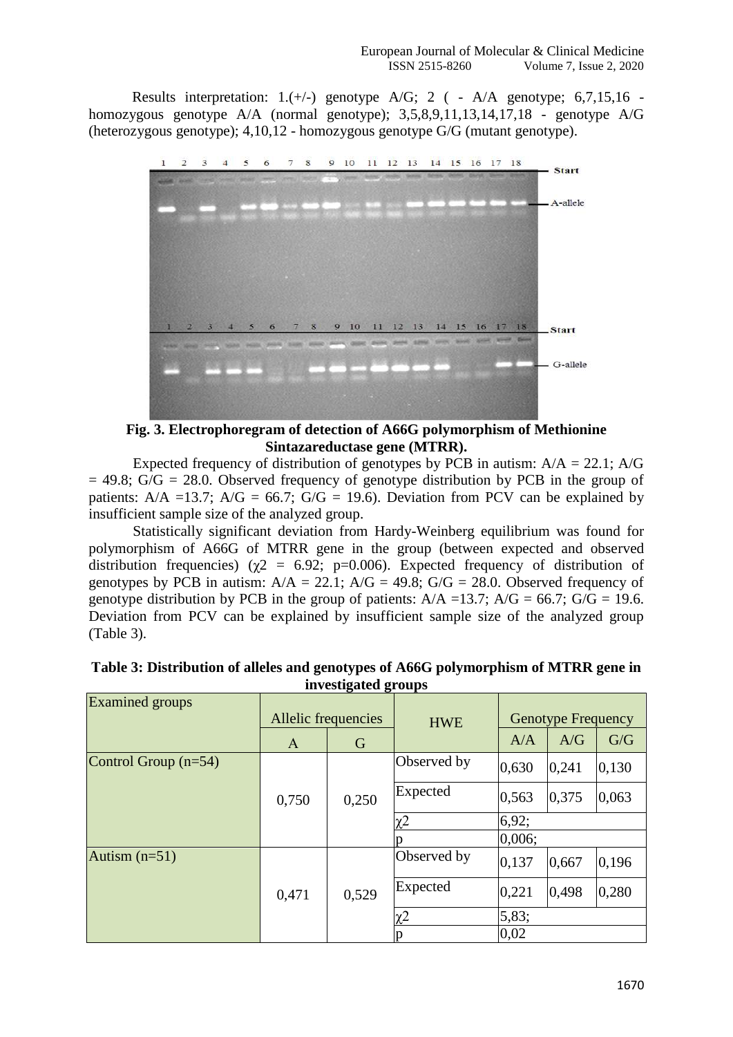Results interpretation: 1.(+/-) genotype A/G; 2 ( - A/A genotype; 6,7,15,16 - homozygous genotype A/A (normal genotype); 3,5,8,9,11,13,14,17,18 - genotype A/G (heterozygous genotype); 4,10,12 - homozygous genotype G/G (mutant genotype).

**Fig. 3. Electrophoregram of detection of A66G polymorphism of Methionine Sintazareductase gene (MTRR).**

Expected frequency of distribution of genotypes by PCB in autism: A/A = 22.1; A/G = 49.8; G/G = 28.0. Observed frequency of genotype distribution by PCB in the group of patients: A/A =13.7; A/G = 66.7; G/G = 19.6). Deviation from PCV can be explained by insufficient sample size of the analyzed group.

Statistically significant deviation from Hardy-Weinberg equilibrium was found for polymorphism of A66G of MTRR gene in the group (between expected and observed distribution frequencies) ($\chi 2$ = 6.92; p=0.006). Expected frequency of distribution of genotypes by PCB in autism: A/A = 22.1; A/G = 49.8; G/G = 28.0. Observed frequency of genotype distribution by PCB in the group of patients: A/A =13.7; A/G = 66.7; G/G = 19.6. Deviation from PCV can be explained by insufficient sample size of the analyzed group (Table 3).

**Table 3: Distribution of alleles and genotypes of A66G polymorphism of MTRR gene in investigated groups**

| Examined groups | Allelic frequencies | | HWE | Genotype Frequency | | |
|---|---|---|---|---|---|---|
| | A | G | | A/A | A/G | G/G |
| Control Group (n=54) | 0,750 | 0,250 | Observed by | 0,630 | 0,241 | 0,130 |
| | | | Expected | 0,563 | 0,375 | 0,063 |
| | | | $\chi 2$ | 6,92; | | |
| | | | p | 0,006; | | |
| Autism (n=51) | 0,471 | 0,529 | Observed by | 0,137 | 0,667 | 0,196 |
| | | | Expected | 0,221 | 0,498 | 0,280 |
| | | | $\chi 2$ | 5,83; | | |
| | | | p | 0,02 | | |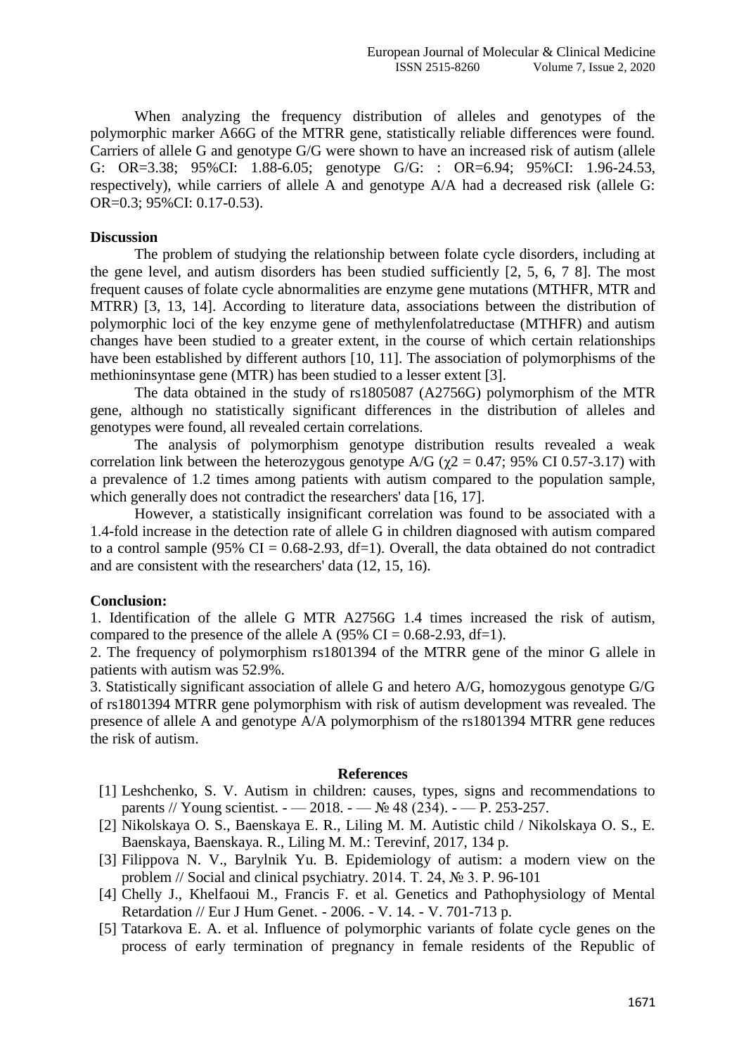When analyzing the frequency distribution of alleles and genotypes of the polymorphic marker A66G of the MTRR gene, statistically reliable differences were found. Carriers of allele G and genotype G/G were shown to have an increased risk of autism (allele G: OR=3.38; 95%CI: 1.88-6.05; genotype G/G: : OR=6.94; 95%CI: 1.96-24.53, respectively), while carriers of allele A and genotype A/A had a decreased risk (allele G: OR=0.3; 95%CI: 0.17-0.53).

**Discussion**

The problem of studying the relationship between folate cycle disorders, including at the gene level, and autism disorders has been studied sufficiently [2, 5, 6, 7 8]. The most frequent causes of folate cycle abnormalities are enzyme gene mutations (MTHFR, MTR and MTRR) [3, 13, 14]. According to literature data, associations between the distribution of polymorphic loci of the key enzyme gene of methylenfolatreductase (MTHFR) and autism changes have been studied to a greater extent, in the course of which certain relationships have been established by different authors [10, 11]. The association of polymorphisms of the methioninsyntase gene (MTR) has been studied to a lesser extent [3].

The data obtained in the study of rs1805087 (A2756G) polymorphism of the MTR gene, although no statistically significant differences in the distribution of alleles and genotypes were found, all revealed certain correlations.

The analysis of polymorphism genotype distribution results revealed a weak correlation link between the heterozygous genotype A/G ($\chi 2 = 0.47$; 95% CI 0.57-3.17) with a prevalence of 1.2 times among patients with autism compared to the population sample, which generally does not contradict the researchers' data [16, 17].

However, a statistically insignificant correlation was found to be associated with a 1.4-fold increase in the detection rate of allele G in children diagnosed with autism compared to a control sample (95% CI = 0.68-2.93, df=1). Overall, the data obtained do not contradict and are consistent with the researchers' data (12, 15, 16).

**Conclusion:**

1. Identification of the allele G MTR A2756G 1.4 times increased the risk of autism, compared to the presence of the allele A (95% CI = 0.68-2.93, df=1).
2. The frequency of polymorphism rs1801394 of the MTRR gene of the minor G allele in patients with autism was 52.9%.
3. Statistically significant association of allele G and hetero A/G, homozygous genotype G/G of rs1801394 MTRR gene polymorphism with risk of autism development was revealed. The presence of allele A and genotype A/A polymorphism of the rs1801394 MTRR gene reduces the risk of autism.

**References**

[1] Leshchenko, S. V. Autism in children: causes, types, signs and recommendations to parents // Young scientist. - — 2018. - — № 48 (234). - — P. 253-257.

[2] Nikolskaya O. S., Baenskaya E. R., Liling M. M. Autistic child / Nikolskaya O. S., E. Baenskaya, Baenskaya. R., Liling M. M.: Terevinf, 2017, 134 p.

[3] Filippova N. V., Barylnik Yu. B. Epidemiology of autism: a modern view on the problem // Social and clinical psychiatry. 2014. T. 24, № 3. P. 96-101

[4] Chelly J., Khelfaoui M., Francis F. et al. Genetics and Pathophysiology of Mental Retardation // Eur J Hum Genet. - 2006. - V. 14. - V. 701-713 p.

[5] Tatarkova E. A. et al. Influence of polymorphic variants of folate cycle genes on the process of early termination of pregnancy in female residents of the Republic of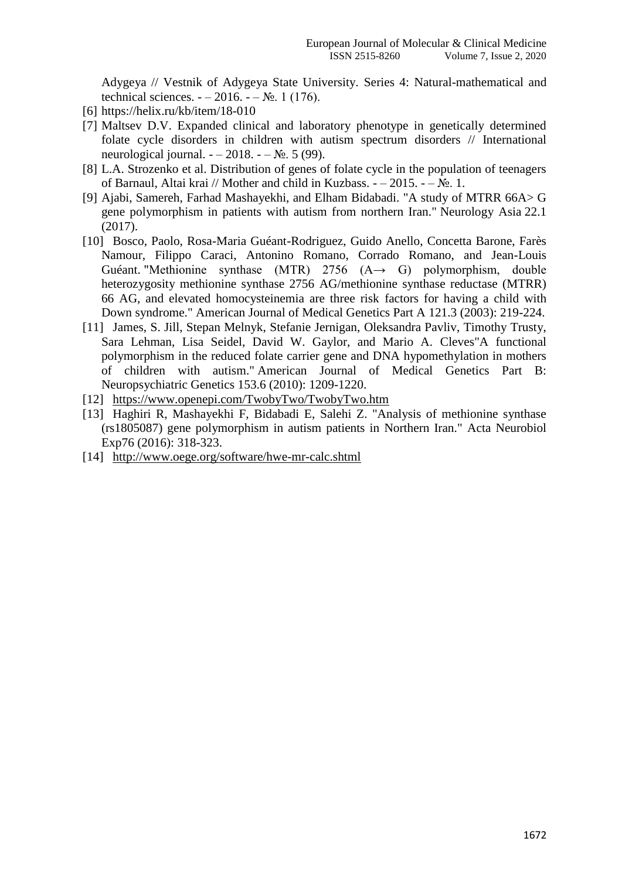Adygeya // Vestnik of Adygeya State University. Series 4: Natural-mathematical and technical sciences. - – 2016. - – №. 1 (176).

[6] https://helix.ru/kb/item/18-010

[7] Maltsev D.V. Expanded clinical and laboratory phenotype in genetically determined folate cycle disorders in children with autism spectrum disorders // International neurological journal. - – 2018. - – №. 5 (99).

[8] L.A. Strozenko et al. Distribution of genes of folate cycle in the population of teenagers of Barnaul, Altai krai // Mother and child in Kuzbass. - – 2015. - – №. 1.

[9] Ajabi, Samereh, Farhad Mashayekhi, and Elham Bidabadi. "A study of MTRR 66A> G gene polymorphism in patients with autism from northern Iran." Neurology Asia 22.1 (2017).

[10] Bosco, Paolo, Rosa-Maria Guéant-Rodriguez, Guido Anello, Concetta Barone, Farès Namour, Filippo Caraci, Antonino Romano, Corrado Romano, and Jean-Louis Guéant. "Methionine synthase (MTR) 2756 (A→ G) polymorphism, double heterozygosity methionine synthase 2756 AG/methionine synthase reductase (MTRR) 66 AG, and elevated homocysteinemia are three risk factors for having a child with Down syndrome." American Journal of Medical Genetics Part A 121.3 (2003): 219-224.

[11] James, S. Jill, Stepan Melnyk, Stefanie Jernigan, Oleksandra Pavliv, Timothy Trusty, Sara Lehman, Lisa Seidel, David W. Gaylor, and Mario A. Cleves"A functional polymorphism in the reduced folate carrier gene and DNA hypomethylation in mothers of children with autism." American Journal of Medical Genetics Part B: Neuropsychiatric Genetics 153.6 (2010): 1209-1220.

[12] https://www.openepi.com/TwobyTwo/TwobyTwo.htm

[13] Haghiri R, Mashayekhi F, Bidabadi E, Salehi Z. "Analysis of methionine synthase (rs1805087) gene polymorphism in autism patients in Northern Iran." Acta Neurobiol Exp76 (2016): 318-323.

[14] http://www.oege.org/software/hwe-mr-calc.shtml